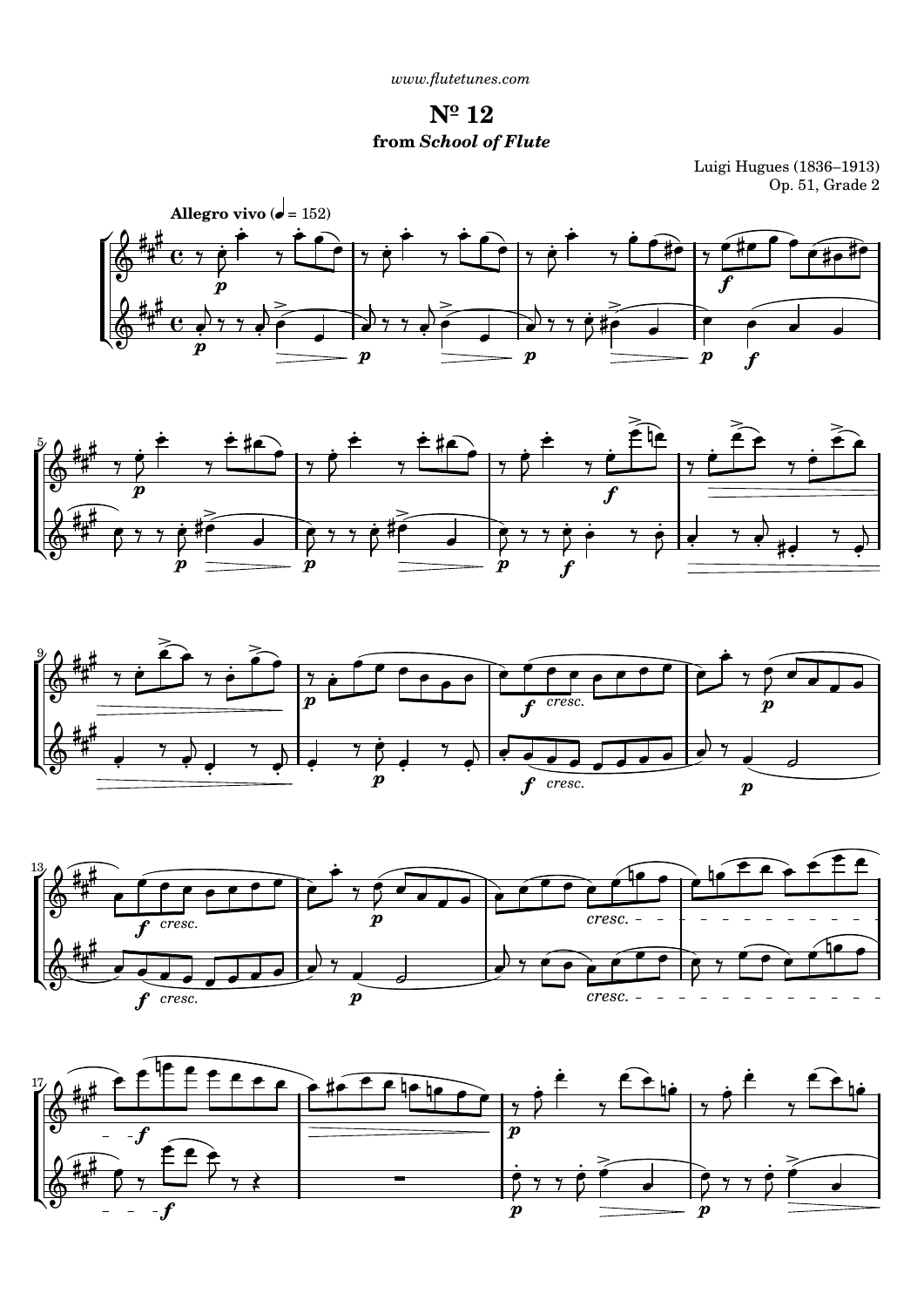www.flutetunes.com

# Nº 12

## from *School of Flute*

Luigi Hugues (1836–1913)
Op. 51, Grade 2

**Allegro vivo** (♩ = 152)